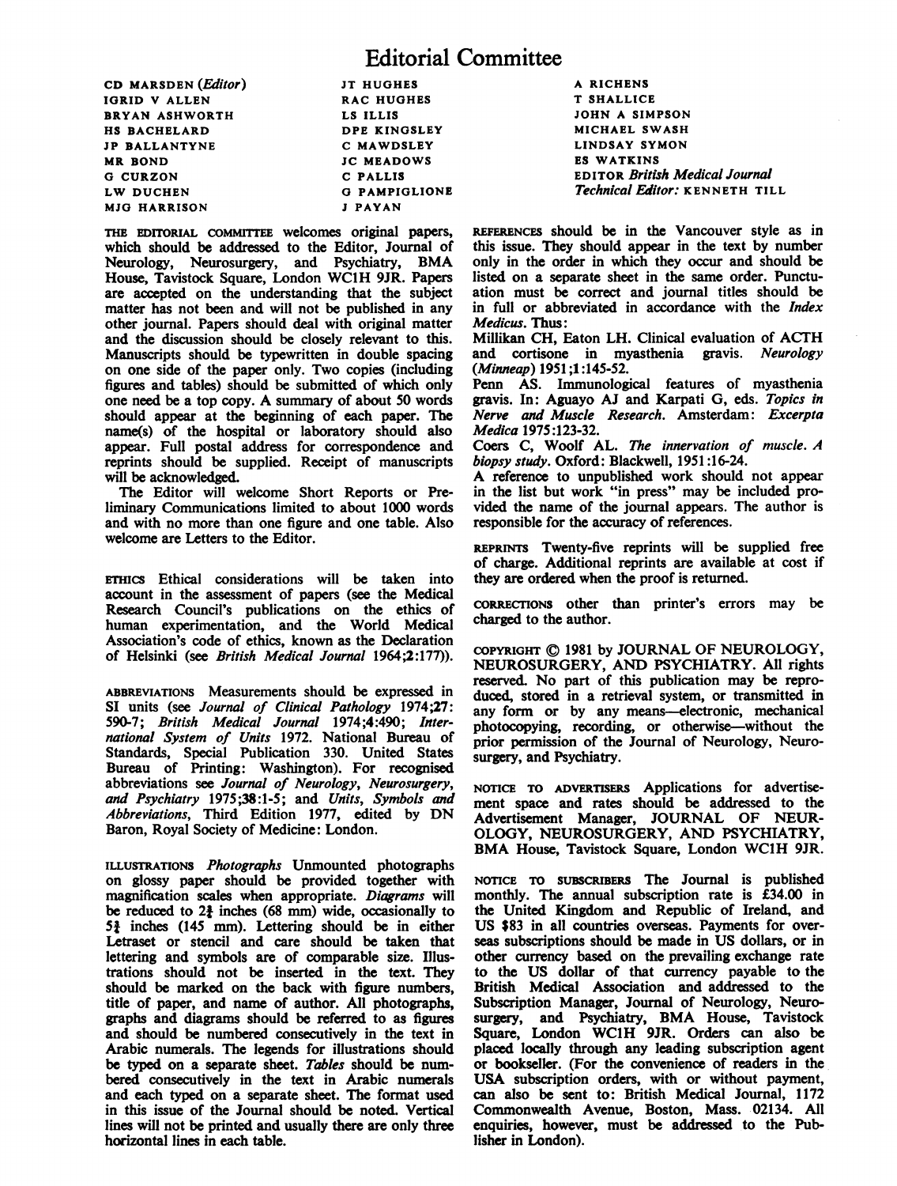# Editorial Committee

CD MARSDEN (*Editor*)
IGRID V ALLEN
BRYAN ASHWORTH
HS BACHELARD
JP BALLANTYNE
MR BOND
G CURZON
LW DUCHEN
MJG HARRISON
JT HUGHES
RAC HUGHES
LS ILLIS
DPE KINGSLEY
C MAWDSLEY
JC MEADOWS
C PALLIS
G PAMPIGLIONE
J PAYAN
A RICHENS
T SHALLICE
JOHN A SIMPSON
MICHAEL SWASH
LINDSAY SYMON
ES WATKINS
EDITOR *British Medical Journal*
*Technical Editor:* KENNETH TILL

THE EDITORIAL COMMITTEE welcomes original papers, which should be addressed to the Editor, Journal of Neurology, Neurosurgery, and Psychiatry, BMA House, Tavistock Square, London WC1H 9JR. Papers are accepted on the understanding that the subject matter has not been and will not be published in any other journal. Papers should deal with original matter and the discussion should be closely relevant to this. Manuscripts should be typewritten in double spacing on one side of the paper only. Two copies (including figures and tables) should be submitted of which only one need be a top copy. A summary of about 50 words should appear at the beginning of each paper. The name(s) of the hospital or laboratory should also appear. Full postal address for correspondence and reprints should be supplied. Receipt of manuscripts will be acknowledged.

The Editor will welcome Short Reports or Preliminary Communications limited to about 1000 words and with no more than one figure and one table. Also welcome are Letters to the Editor.

ETHICS Ethical considerations will be taken into account in the assessment of papers (see the Medical Research Council's publications on the ethics of human experimentation, and the World Medical Association's code of ethics, known as the Declaration of Helsinki (see *British Medical Journal* 1964;**2**:177)).

ABBREVIATIONS Measurements should be expressed in SI units (see *Journal of Clinical Pathology* 1974;**27**: 590-7; *British Medical Journal* 1974;**4**:490; *International System of Units* 1972. National Bureau of Standards, Special Publication 330. United States Bureau of Printing: Washington). For recognised abbreviations see *Journal of Neurology, Neurosurgery, and Psychiatry* 1975;**38**:1-5; and *Units, Symbols and Abbreviations*, Third Edition 1977, edited by DN Baron, Royal Society of Medicine: London.

ILLUSTRATIONS *Photographs* Unmounted photographs on glossy paper should be provided together with magnification scales when appropriate. *Diagrams* will be reduced to 2⅝ inches (68 mm) wide, occasionally to 5¾ inches (145 mm). Lettering should be in either Letraset or stencil and care should be taken that lettering and symbols are of comparable size. Illustrations should not be inserted in the text. They should be marked on the back with figure numbers, title of paper, and name of author. All photographs, graphs and diagrams should be referred to as figures and should be numbered consecutively in the text in Arabic numerals. The legends for illustrations should be typed on a separate sheet. *Tables* should be numbered consecutively in the text in Arabic numerals and each typed on a separate sheet. The format used in this issue of the Journal should be noted. Vertical lines will not be printed and usually there are only three horizontal lines in each table.

REFERENCES should be in the Vancouver style as in this issue. They should appear in the text by number only in the order in which they occur and should be listed on a separate sheet in the same order. Punctuation must be correct and journal titles should be in full or abbreviated in accordance with the *Index Medicus*. Thus:

Millikan CH, Eaton LH. Clinical evaluation of ACTH and cortisone in myasthenia gravis. *Neurology (Minneap)* 1951;**1**:145-52.

Penn AS. Immunological features of myasthenia gravis. In: Aguayo AJ and Karpati G, eds. *Topics in Nerve and Muscle Research*. Amsterdam: *Excerpta Medica* 1975:123-32.

Coers C, Woolf AL. *The innervation of muscle. A biopsy study*. Oxford: Blackwell, 1951:16-24.

A reference to unpublished work should not appear in the list but work "in press" may be included provided the name of the journal appears. The author is responsible for the accuracy of references.

REPRINTS Twenty-five reprints will be supplied free of charge. Additional reprints are available at cost if they are ordered when the proof is returned.

CORRECTIONS other than printer's errors may be charged to the author.

COPYRIGHT © 1981 by JOURNAL OF NEUROLOGY, NEUROSURGERY, AND PSYCHIATRY. All rights reserved. No part of this publication may be reproduced, stored in a retrieval system, or transmitted in any form or by any means—electronic, mechanical photocopying, recording, or otherwise—without the prior permission of the Journal of Neurology, Neurosurgery, and Psychiatry.

NOTICE TO ADVERTISERS Applications for advertisement space and rates should be addressed to the Advertisement Manager, JOURNAL OF NEUROLOGY, NEUROSURGERY, AND PSYCHIATRY, BMA House, Tavistock Square, London WC1H 9JR.

NOTICE TO SUBSCRIBERS The Journal is published monthly. The annual subscription rate is £34.00 in the United Kingdom and Republic of Ireland, and US $83 in all countries overseas. Payments for overseas subscriptions should be made in US dollars, or in other currency based on the prevailing exchange rate to the US dollar of that currency payable to the British Medical Association and addressed to the Subscription Manager, Journal of Neurology, Neurosurgery, and Psychiatry, BMA House, Tavistock Square, London WC1H 9JR. Orders can also be placed locally through any leading subscription agent or bookseller. (For the convenience of readers in the USA subscription orders, with or without payment, can also be sent to: British Medical Journal, 1172 Commonwealth Avenue, Boston, Mass. 02134. All enquiries, however, must be addressed to the Publisher in London).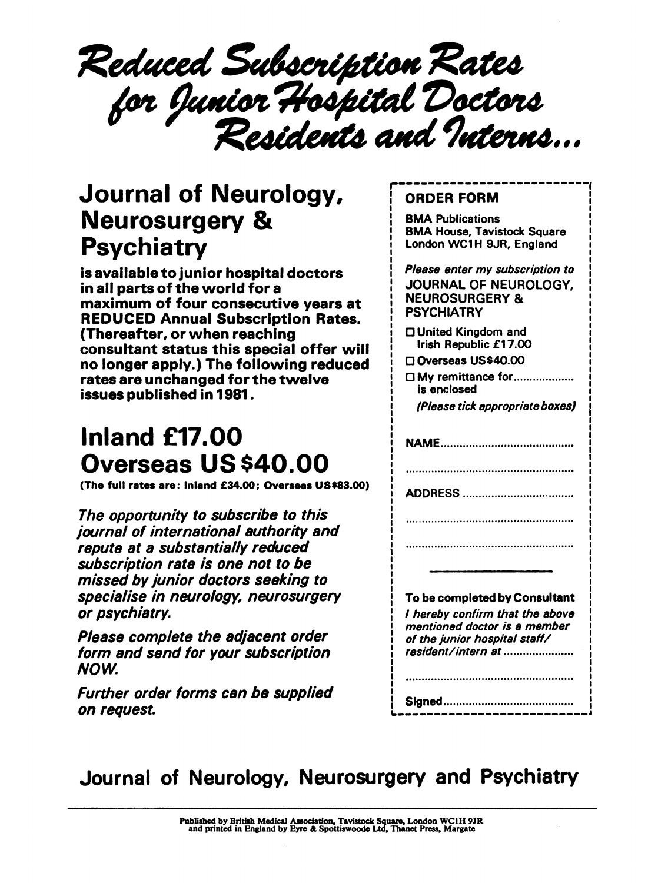# Reduced Subscription Rates for Junior Hospital Doctors Residents and Interns...

## Journal of Neurology, Neurosurgery & Psychiatry

**is available to junior hospital doctors in all parts of the world for a maximum of four consecutive years at REDUCED Annual Subscription Rates. (Thereafter, or when reaching consultant status this special offer will no longer apply.) The following reduced rates are unchanged for the twelve issues published in 1981.**

## Inland £17.00
## Overseas US $40.00

**(The full rates are: Inland £34.00; Overseas US$83.00)**

*The opportunity to subscribe to this journal of international authority and repute at a substantially reduced subscription rate is one not to be missed by junior doctors seeking to specialise in neurology, neurosurgery or psychiatry.*

*Please complete the adjacent order form and send for your subscription NOW.*

*Further order forms can be supplied on request.*

---

**ORDER FORM**

BMA Publications
BMA House, Tavistock Square
London WC1H 9JR, England

*Please enter my subscription to*
JOURNAL OF NEUROLOGY, NEUROSURGERY & PSYCHIATRY

☐ United Kingdom and Irish Republic £17.00

☐ Overseas US$40.00

☐ My remittance for.................. is enclosed

*(Please tick appropriate boxes)*

NAME..........................................

.................................................

ADDRESS ...................................

.................................................

.................................................

**To be completed by Consultant**

*I hereby confirm that the above mentioned doctor is a member of the junior hospital staff/ resident/intern at* .....................

.................................................

Signed.........................................

---

## Journal of Neurology, Neurosurgery and Psychiatry

Published by British Medical Association, Tavistock Square, London WC1H 9JR and printed in England by Eyre & Spottiswoode Ltd, Thanet Press, Margate